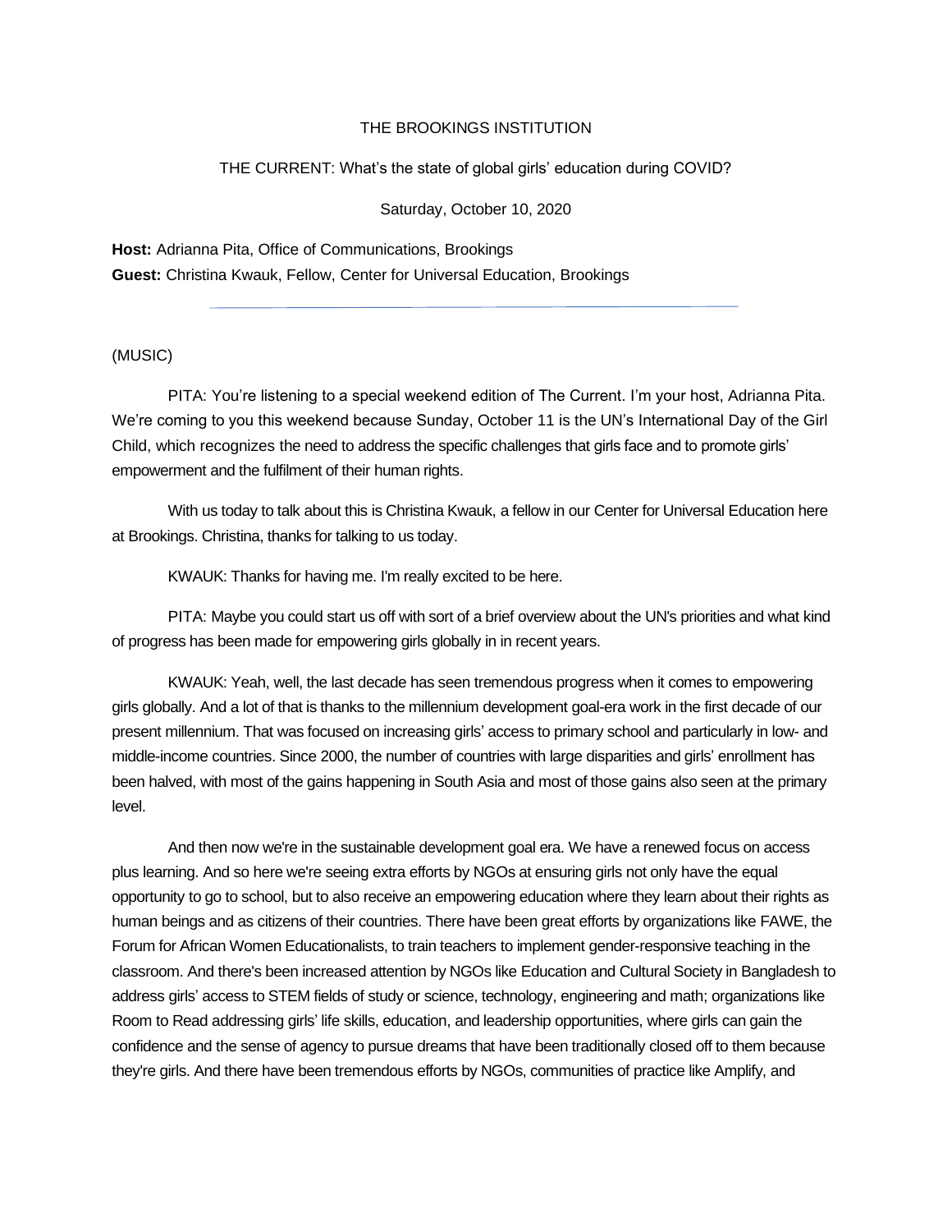THE BROOKINGS INSTITUTION

THE CURRENT: What's the state of global girls' education during COVID?

Saturday, October 10, 2020

**Host:** Adrianna Pita, Office of Communications, Brookings
**Guest:** Christina Kwauk, Fellow, Center for Universal Education, Brookings

---

(MUSIC)

PITA: You're listening to a special weekend edition of The Current. I'm your host, Adrianna Pita. We're coming to you this weekend because Sunday, October 11 is the UN's International Day of the Girl Child, which recognizes the need to address the specific challenges that girls face and to promote girls' empowerment and the fulfilment of their human rights.

With us today to talk about this is Christina Kwauk, a fellow in our Center for Universal Education here at Brookings. Christina, thanks for talking to us today.

KWAUK: Thanks for having me. I'm really excited to be here.

PITA: Maybe you could start us off with sort of a brief overview about the UN's priorities and what kind of progress has been made for empowering girls globally in in recent years.

KWAUK: Yeah, well, the last decade has seen tremendous progress when it comes to empowering girls globally. And a lot of that is thanks to the millennium development goal-era work in the first decade of our present millennium. That was focused on increasing girls' access to primary school and particularly in low- and middle-income countries. Since 2000, the number of countries with large disparities and girls' enrollment has been halved, with most of the gains happening in South Asia and most of those gains also seen at the primary level.

And then now we're in the sustainable development goal era. We have a renewed focus on access plus learning. And so here we're seeing extra efforts by NGOs at ensuring girls not only have the equal opportunity to go to school, but to also receive an empowering education where they learn about their rights as human beings and as citizens of their countries. There have been great efforts by organizations like FAWE, the Forum for African Women Educationalists, to train teachers to implement gender-responsive teaching in the classroom. And there's been increased attention by NGOs like Education and Cultural Society in Bangladesh to address girls' access to STEM fields of study or science, technology, engineering and math; organizations like Room to Read addressing girls' life skills, education, and leadership opportunities, where girls can gain the confidence and the sense of agency to pursue dreams that have been traditionally closed off to them because they're girls. And there have been tremendous efforts by NGOs, communities of practice like Amplify, and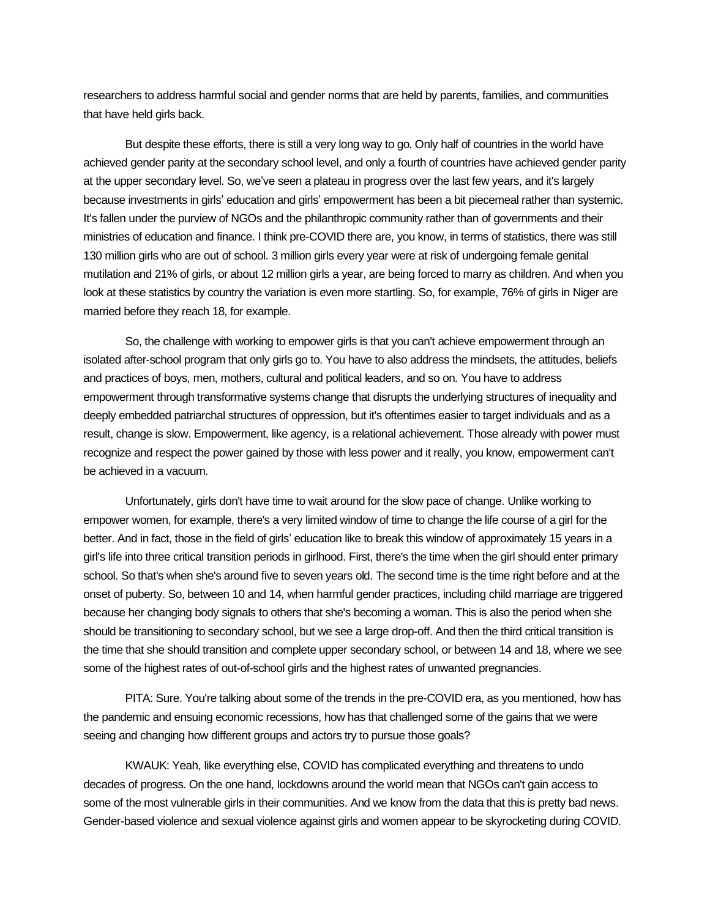researchers to address harmful social and gender norms that are held by parents, families, and communities that have held girls back.

But despite these efforts, there is still a very long way to go. Only half of countries in the world have achieved gender parity at the secondary school level, and only a fourth of countries have achieved gender parity at the upper secondary level. So, we've seen a plateau in progress over the last few years, and it's largely because investments in girls' education and girls' empowerment has been a bit piecemeal rather than systemic. It's fallen under the purview of NGOs and the philanthropic community rather than of governments and their ministries of education and finance. I think pre-COVID there are, you know, in terms of statistics, there was still 130 million girls who are out of school. 3 million girls every year were at risk of undergoing female genital mutilation and 21% of girls, or about 12 million girls a year, are being forced to marry as children. And when you look at these statistics by country the variation is even more startling. So, for example, 76% of girls in Niger are married before they reach 18, for example.

So, the challenge with working to empower girls is that you can't achieve empowerment through an isolated after-school program that only girls go to. You have to also address the mindsets, the attitudes, beliefs and practices of boys, men, mothers, cultural and political leaders, and so on. You have to address empowerment through transformative systems change that disrupts the underlying structures of inequality and deeply embedded patriarchal structures of oppression, but it's oftentimes easier to target individuals and as a result, change is slow. Empowerment, like agency, is a relational achievement. Those already with power must recognize and respect the power gained by those with less power and it really, you know, empowerment can't be achieved in a vacuum.

Unfortunately, girls don't have time to wait around for the slow pace of change. Unlike working to empower women, for example, there's a very limited window of time to change the life course of a girl for the better. And in fact, those in the field of girls' education like to break this window of approximately 15 years in a girl's life into three critical transition periods in girlhood. First, there's the time when the girl should enter primary school. So that's when she's around five to seven years old. The second time is the time right before and at the onset of puberty. So, between 10 and 14, when harmful gender practices, including child marriage are triggered because her changing body signals to others that she's becoming a woman. This is also the period when she should be transitioning to secondary school, but we see a large drop-off. And then the third critical transition is the time that she should transition and complete upper secondary school, or between 14 and 18, where we see some of the highest rates of out-of-school girls and the highest rates of unwanted pregnancies.

PITA: Sure. You're talking about some of the trends in the pre-COVID era, as you mentioned, how has the pandemic and ensuing economic recessions, how has that challenged some of the gains that we were seeing and changing how different groups and actors try to pursue those goals?

KWAUK: Yeah, like everything else, COVID has complicated everything and threatens to undo decades of progress. On the one hand, lockdowns around the world mean that NGOs can't gain access to some of the most vulnerable girls in their communities. And we know from the data that this is pretty bad news. Gender-based violence and sexual violence against girls and women appear to be skyrocketing during COVID.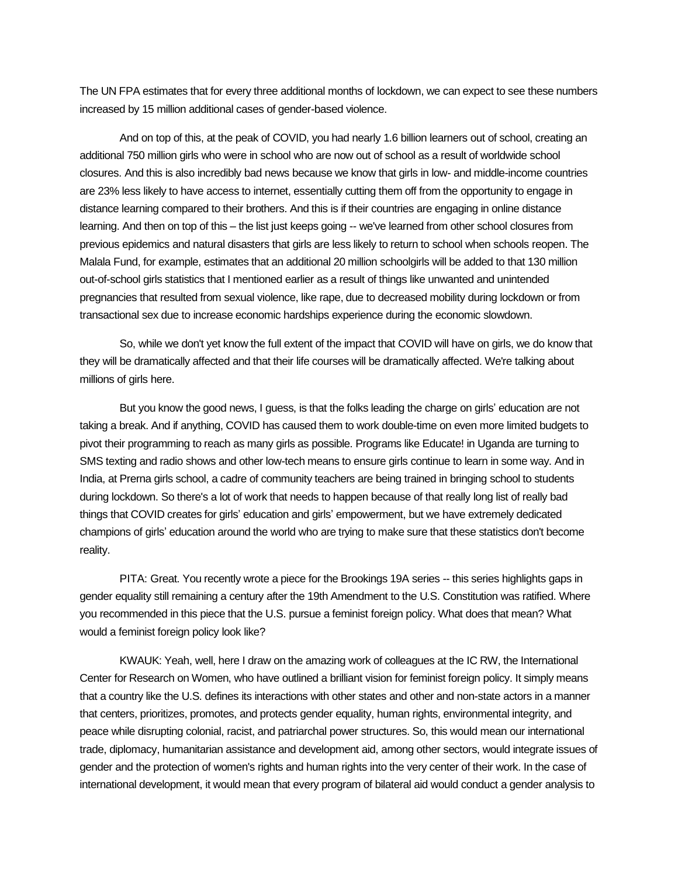The UN FPA estimates that for every three additional months of lockdown, we can expect to see these numbers increased by 15 million additional cases of gender-based violence.

And on top of this, at the peak of COVID, you had nearly 1.6 billion learners out of school, creating an additional 750 million girls who were in school who are now out of school as a result of worldwide school closures. And this is also incredibly bad news because we know that girls in low- and middle-income countries are 23% less likely to have access to internet, essentially cutting them off from the opportunity to engage in distance learning compared to their brothers. And this is if their countries are engaging in online distance learning. And then on top of this – the list just keeps going -- we've learned from other school closures from previous epidemics and natural disasters that girls are less likely to return to school when schools reopen. The Malala Fund, for example, estimates that an additional 20 million schoolgirls will be added to that 130 million out-of-school girls statistics that I mentioned earlier as a result of things like unwanted and unintended pregnancies that resulted from sexual violence, like rape, due to decreased mobility during lockdown or from transactional sex due to increase economic hardships experience during the economic slowdown.

So, while we don't yet know the full extent of the impact that COVID will have on girls, we do know that they will be dramatically affected and that their life courses will be dramatically affected. We're talking about millions of girls here.

But you know the good news, I guess, is that the folks leading the charge on girls' education are not taking a break. And if anything, COVID has caused them to work double-time on even more limited budgets to pivot their programming to reach as many girls as possible. Programs like Educate! in Uganda are turning to SMS texting and radio shows and other low-tech means to ensure girls continue to learn in some way. And in India, at Prerna girls school, a cadre of community teachers are being trained in bringing school to students during lockdown. So there's a lot of work that needs to happen because of that really long list of really bad things that COVID creates for girls' education and girls' empowerment, but we have extremely dedicated champions of girls' education around the world who are trying to make sure that these statistics don't become reality.

PITA: Great. You recently wrote a piece for the Brookings 19A series -- this series highlights gaps in gender equality still remaining a century after the 19th Amendment to the U.S. Constitution was ratified. Where you recommended in this piece that the U.S. pursue a feminist foreign policy. What does that mean? What would a feminist foreign policy look like?

KWAUK: Yeah, well, here I draw on the amazing work of colleagues at the IC RW, the International Center for Research on Women, who have outlined a brilliant vision for feminist foreign policy. It simply means that a country like the U.S. defines its interactions with other states and other and non-state actors in a manner that centers, prioritizes, promotes, and protects gender equality, human rights, environmental integrity, and peace while disrupting colonial, racist, and patriarchal power structures. So, this would mean our international trade, diplomacy, humanitarian assistance and development aid, among other sectors, would integrate issues of gender and the protection of women's rights and human rights into the very center of their work. In the case of international development, it would mean that every program of bilateral aid would conduct a gender analysis to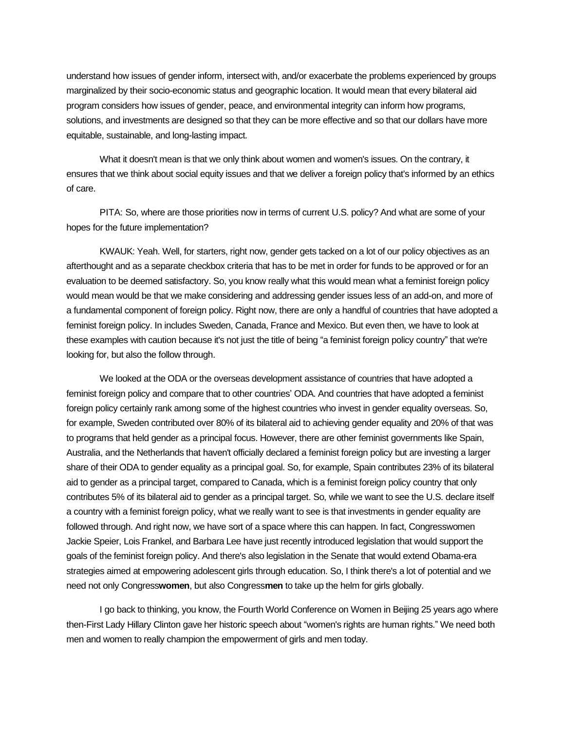understand how issues of gender inform, intersect with, and/or exacerbate the problems experienced by groups marginalized by their socio-economic status and geographic location. It would mean that every bilateral aid program considers how issues of gender, peace, and environmental integrity can inform how programs, solutions, and investments are designed so that they can be more effective and so that our dollars have more equitable, sustainable, and long-lasting impact.

What it doesn't mean is that we only think about women and women's issues. On the contrary, it ensures that we think about social equity issues and that we deliver a foreign policy that's informed by an ethics of care.

PITA: So, where are those priorities now in terms of current U.S. policy? And what are some of your hopes for the future implementation?

KWAUK: Yeah. Well, for starters, right now, gender gets tacked on a lot of our policy objectives as an afterthought and as a separate checkbox criteria that has to be met in order for funds to be approved or for an evaluation to be deemed satisfactory. So, you know really what this would mean what a feminist foreign policy would mean would be that we make considering and addressing gender issues less of an add-on, and more of a fundamental component of foreign policy. Right now, there are only a handful of countries that have adopted a feminist foreign policy. In includes Sweden, Canada, France and Mexico. But even then, we have to look at these examples with caution because it's not just the title of being "a feminist foreign policy country" that we're looking for, but also the follow through.

We looked at the ODA or the overseas development assistance of countries that have adopted a feminist foreign policy and compare that to other countries' ODA. And countries that have adopted a feminist foreign policy certainly rank among some of the highest countries who invest in gender equality overseas. So, for example, Sweden contributed over 80% of its bilateral aid to achieving gender equality and 20% of that was to programs that held gender as a principal focus. However, there are other feminist governments like Spain, Australia, and the Netherlands that haven't officially declared a feminist foreign policy but are investing a larger share of their ODA to gender equality as a principal goal. So, for example, Spain contributes 23% of its bilateral aid to gender as a principal target, compared to Canada, which is a feminist foreign policy country that only contributes 5% of its bilateral aid to gender as a principal target. So, while we want to see the U.S. declare itself a country with a feminist foreign policy, what we really want to see is that investments in gender equality are followed through. And right now, we have sort of a space where this can happen. In fact, Congresswomen Jackie Speier, Lois Frankel, and Barbara Lee have just recently introduced legislation that would support the goals of the feminist foreign policy. And there's also legislation in the Senate that would extend Obama-era strategies aimed at empowering adolescent girls through education. So, I think there's a lot of potential and we need not only Congress**women**, but also Congress**men** to take up the helm for girls globally.

I go back to thinking, you know, the Fourth World Conference on Women in Beijing 25 years ago where then-First Lady Hillary Clinton gave her historic speech about "women's rights are human rights." We need both men and women to really champion the empowerment of girls and men today.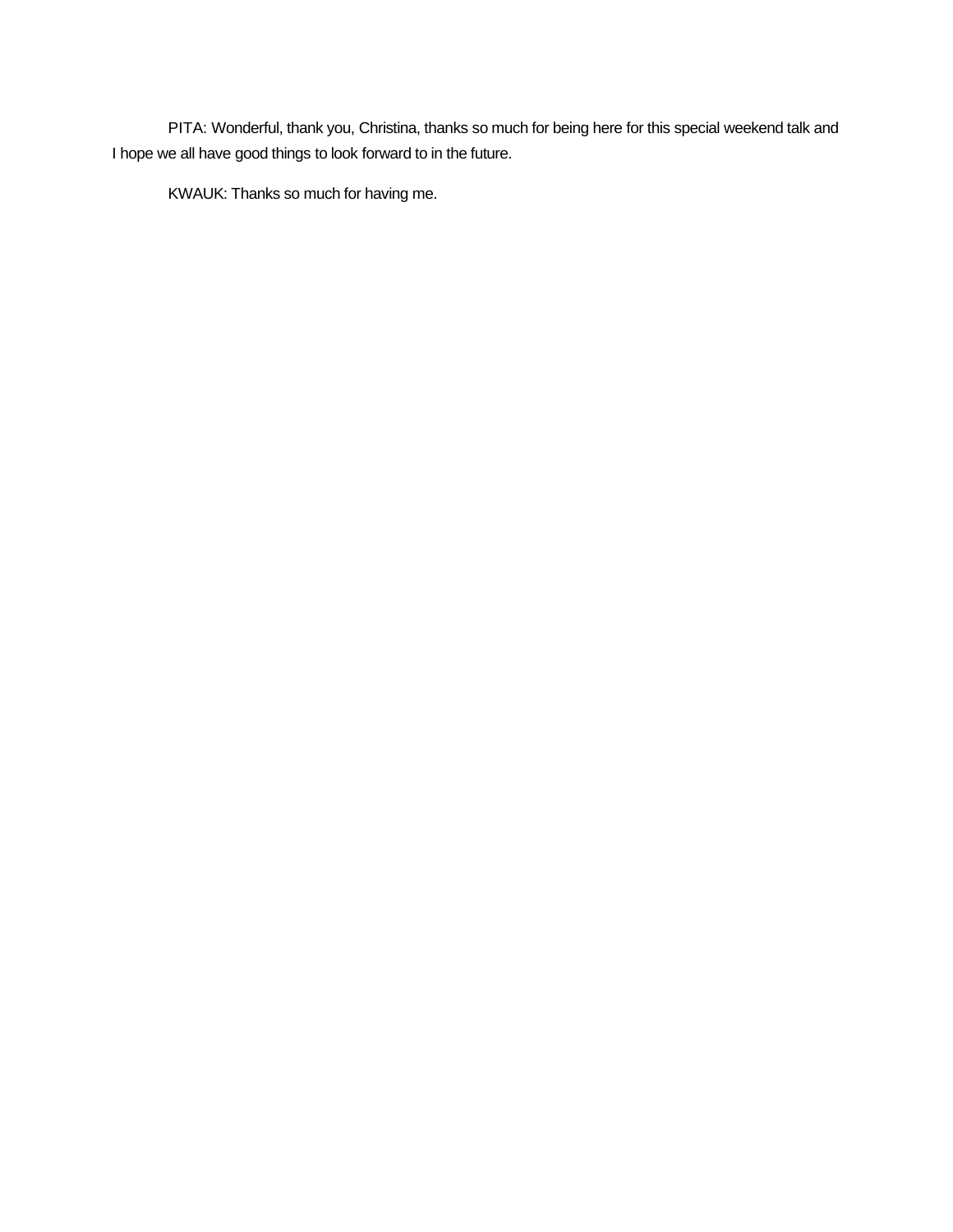PITA: Wonderful, thank you, Christina, thanks so much for being here for this special weekend talk and I hope we all have good things to look forward to in the future.

KWAUK: Thanks so much for having me.